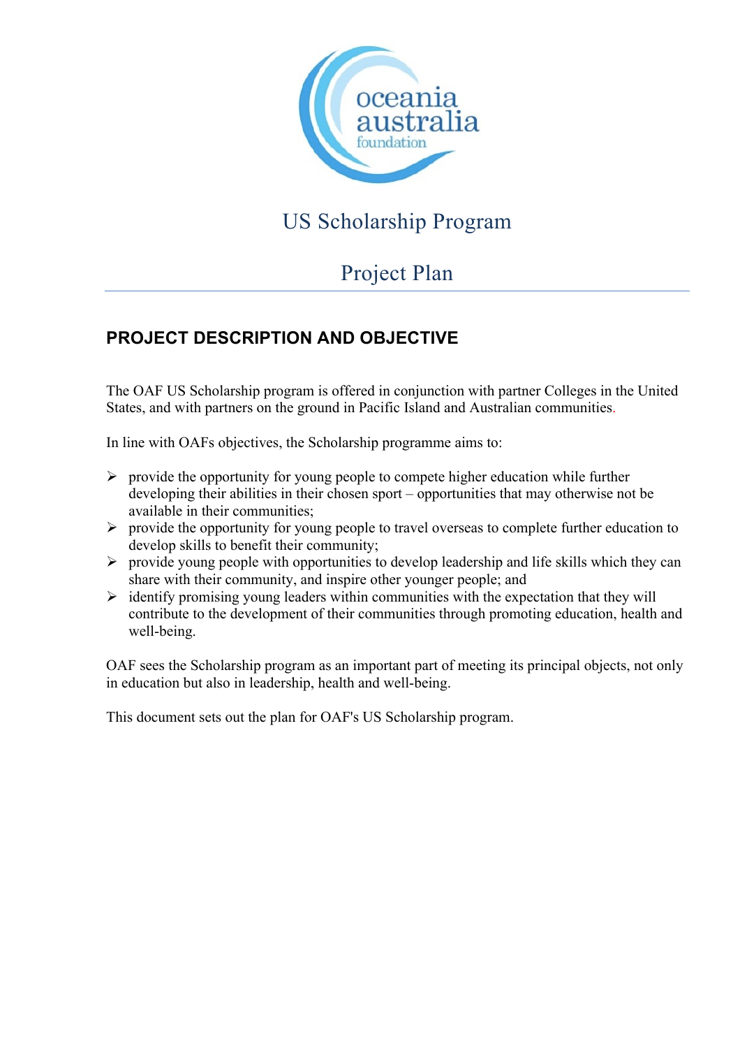oceania australia foundation

# US Scholarship Program

# Project Plan

## PROJECT DESCRIPTION AND OBJECTIVE

The OAF US Scholarship program is offered in conjunction with partner Colleges in the United States, and with partners on the ground in Pacific Island and Australian communities.

In line with OAFs objectives, the Scholarship programme aims to:

- provide the opportunity for young people to compete higher education while further developing their abilities in their chosen sport – opportunities that may otherwise not be available in their communities;
- provide the opportunity for young people to travel overseas to complete further education to develop skills to benefit their community;
- provide young people with opportunities to develop leadership and life skills which they can share with their community, and inspire other younger people; and
- identify promising young leaders within communities with the expectation that they will contribute to the development of their communities through promoting education, health and well-being.

OAF sees the Scholarship program as an important part of meeting its principal objects, not only in education but also in leadership, health and well-being.

This document sets out the plan for OAF's US Scholarship program.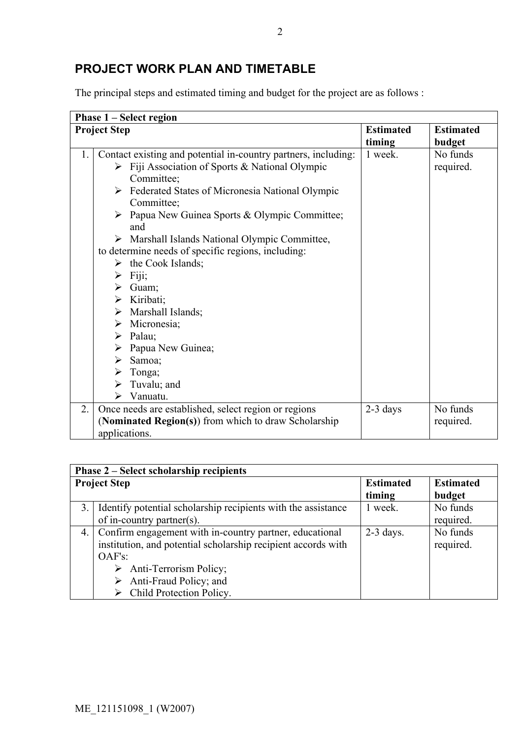## PROJECT WORK PLAN AND TIMETABLE

The principal steps and estimated timing and budget for the project are as follows :

| Phase 1 – Select region | | | |
|---|---|---|---|
| **Project Step** | | **Estimated timing** | **Estimated budget** |
| 1. | Contact existing and potential in-country partners, including:<br>➢ Fiji Association of Sports & National Olympic Committee;<br>➢ Federated States of Micronesia National Olympic Committee;<br>➢ Papua New Guinea Sports & Olympic Committee; and<br>➢ Marshall Islands National Olympic Committee,<br>to determine needs of specific regions, including:<br>➢ the Cook Islands;<br>➢ Fiji;<br>➢ Guam;<br>➢ Kiribati;<br>➢ Marshall Islands;<br>➢ Micronesia;<br>➢ Palau;<br>➢ Papua New Guinea;<br>➢ Samoa;<br>➢ Tonga;<br>➢ Tuvalu; and<br>➢ Vanuatu. | 1 week. | No funds required. |
| 2. | Once needs are established, select region or regions (**Nominated Region(s)**) from which to draw Scholarship applications. | 2-3 days | No funds required. |

| Phase 2 – Select scholarship recipients | | | |
|---|---|---|---|
| **Project Step** | | **Estimated timing** | **Estimated budget** |
| 3. | Identify potential scholarship recipients with the assistance of in-country partner(s). | 1 week. | No funds required. |
| 4. | Confirm engagement with in-country partner, educational institution, and potential scholarship recipient accords with OAF's:<br>➢ Anti-Terrorism Policy;<br>➢ Anti-Fraud Policy; and<br>➢ Child Protection Policy. | 2-3 days. | No funds required. |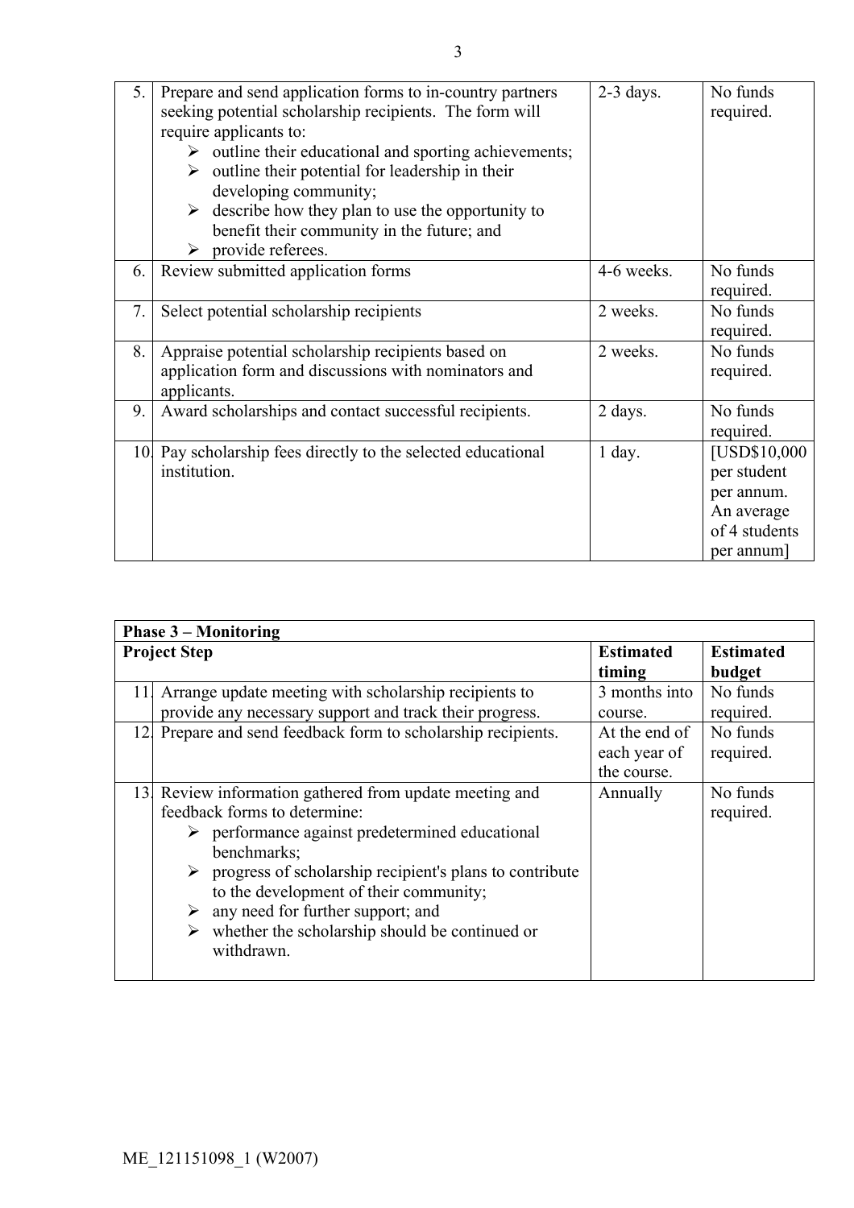| | | | |
|---|---|---|---|
| 5. | Prepare and send application forms to in-country partners seeking potential scholarship recipients. The form will require applicants to:<br>➢ outline their educational and sporting achievements;<br>➢ outline their potential for leadership in their developing community;<br>➢ describe how they plan to use the opportunity to benefit their community in the future; and<br>➢ provide referees. | 2-3 days. | No funds required. |
| 6. | Review submitted application forms | 4-6 weeks. | No funds required. |
| 7. | Select potential scholarship recipients | 2 weeks. | No funds required. |
| 8. | Appraise potential scholarship recipients based on application form and discussions with nominators and applicants. | 2 weeks. | No funds required. |
| 9. | Award scholarships and contact successful recipients. | 2 days. | No funds required. |
| 10. | Pay scholarship fees directly to the selected educational institution. | 1 day. | [USD$10,000 per student per annum. An average of 4 students per annum] |

| **Phase 3 – Monitoring** | | | |
|---|---|---|---|
| **Project Step** | | **Estimated timing** | **Estimated budget** |
| 11. | Arrange update meeting with scholarship recipients to provide any necessary support and track their progress. | 3 months into course. | No funds required. |
| 12. | Prepare and send feedback form to scholarship recipients. | At the end of each year of the course. | No funds required. |
| 13. | Review information gathered from update meeting and feedback forms to determine:<br>➢ performance against predetermined educational benchmarks;<br>➢ progress of scholarship recipient's plans to contribute to the development of their community;<br>➢ any need for further support; and<br>➢ whether the scholarship should be continued or withdrawn. | Annually | No funds required. |

ME_121151098_1 (W2007)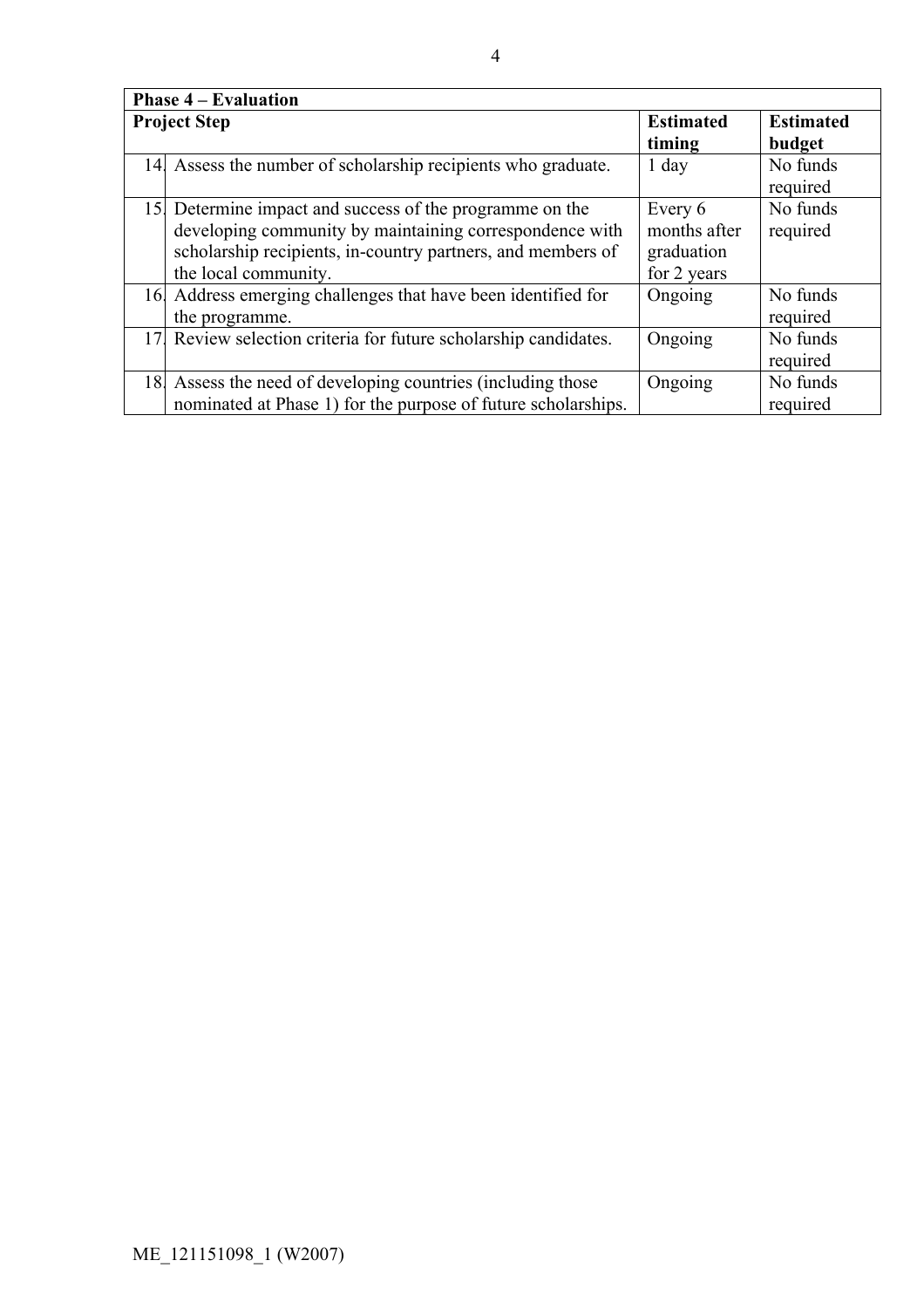| Phase 4 – Evaluation | | | |
|---|---|---|---|
| **Project Step** | | **Estimated timing** | **Estimated budget** |
| 14. | Assess the number of scholarship recipients who graduate. | 1 day | No funds required |
| 15. | Determine impact and success of the programme on the developing community by maintaining correspondence with scholarship recipients, in-country partners, and members of the local community. | Every 6 months after graduation for 2 years | No funds required |
| 16. | Address emerging challenges that have been identified for the programme. | Ongoing | No funds required |
| 17. | Review selection criteria for future scholarship candidates. | Ongoing | No funds required |
| 18. | Assess the need of developing countries (including those nominated at Phase 1) for the purpose of future scholarships. | Ongoing | No funds required |

ME_121151098_1 (W2007)